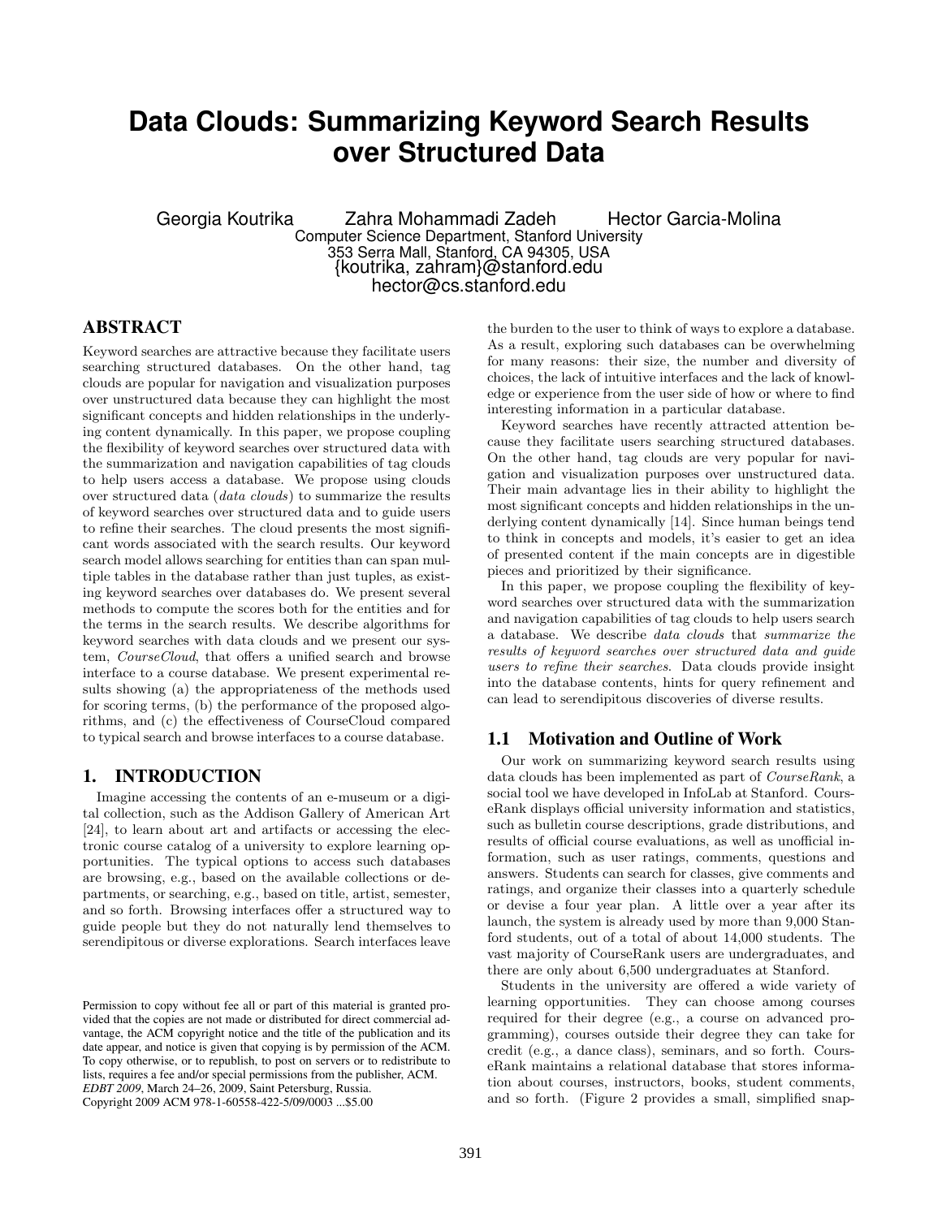# Data Clouds: Summarizing Keyword Search Results over Structured Data

Georgia Koutrika  Zahra Mohammadi Zadeh  Hector Garcia-Molina
Computer Science Department, Stanford University
353 Serra Mall, Stanford, CA 94305, USA
{koutrika, zahram}@stanford.edu
hector@cs.stanford.edu

## ABSTRACT

Keyword searches are attractive because they facilitate users searching structured databases. On the other hand, tag clouds are popular for navigation and visualization purposes over unstructured data because they can highlight the most significant concepts and hidden relationships in the underlying content dynamically. In this paper, we propose coupling the flexibility of keyword searches over structured data with the summarization and navigation capabilities of tag clouds to help users access a database. We propose using clouds over structured data (*data clouds*) to summarize the results of keyword searches over structured data and to guide users to refine their searches. The cloud presents the most significant words associated with the search results. Our keyword search model allows searching for entities than can span multiple tables in the database rather than just tuples, as existing keyword searches over databases do. We present several methods to compute the scores both for the entities and for the terms in the search results. We describe algorithms for keyword searches with data clouds and we present our system, *CourseCloud*, that offers a unified search and browse interface to a course database. We present experimental results showing (a) the appropriateness of the methods used for scoring terms, (b) the performance of the proposed algorithms, and (c) the effectiveness of CourseCloud compared to typical search and browse interfaces to a course database.

## 1. INTRODUCTION

Imagine accessing the contents of an e-museum or a digital collection, such as the Addison Gallery of American Art [24], to learn about art and artifacts or accessing the electronic course catalog of a university to explore learning opportunities. The typical options to access such databases are browsing, e.g., based on the available collections or departments, or searching, e.g., based on title, artist, semester, and so forth. Browsing interfaces offer a structured way to guide people but they do not naturally lend themselves to serendipitous or diverse explorations. Search interfaces leave the burden to the user to think of ways to explore a database. As a result, exploring such databases can be overwhelming for many reasons: their size, the number and diversity of choices, the lack of intuitive interfaces and the lack of knowledge or experience from the user side of how or where to find interesting information in a particular database.

Keyword searches have recently attracted attention because they facilitate users searching structured databases. On the other hand, tag clouds are very popular for navigation and visualization purposes over unstructured data. Their main advantage lies in their ability to highlight the most significant concepts and hidden relationships in the underlying content dynamically [14]. Since human beings tend to think in concepts and models, it's easier to get an idea of presented content if the main concepts are in digestible pieces and prioritized by their significance.

In this paper, we propose coupling the flexibility of keyword searches over structured data with the summarization and navigation capabilities of tag clouds to help users search a database. We describe *data clouds* that *summarize the results of keyword searches over structured data and guide users to refine their searches*. Data clouds provide insight into the database contents, hints for query refinement and can lead to serendipitous discoveries of diverse results.

### 1.1 Motivation and Outline of Work

Our work on summarizing keyword search results using data clouds has been implemented as part of *CourseRank*, a social tool we have developed in InfoLab at Stanford. CourseRank displays official university information and statistics, such as bulletin course descriptions, grade distributions, and results of official course evaluations, as well as unofficial information, such as user ratings, comments, questions and answers. Students can search for classes, give comments and ratings, and organize their classes into a quarterly schedule or devise a four year plan. A little over a year after its launch, the system is already used by more than 9,000 Stanford students, out of a total of about 14,000 students. The vast majority of CourseRank users are undergraduates, and there are only about 6,500 undergraduates at Stanford.

Students in the university are offered a wide variety of learning opportunities. They can choose among courses required for their degree (e.g., a course on advanced programming), courses outside their degree they can take for credit (e.g., a dance class), seminars, and so forth. CourseRank maintains a relational database that stores information about courses, instructors, books, student comments, and so forth. (Figure 2 provides a small, simplified snap-

Permission to copy without fee all or part of this material is granted provided that the copies are not made or distributed for direct commercial advantage, the ACM copyright notice and the title of the publication and its date appear, and notice is given that copying is by permission of the ACM. To copy otherwise, or to republish, to post on servers or to redistribute to lists, requires a fee and/or special permissions from the publisher, ACM.
*EDBT 2009*, March 24–26, 2009, Saint Petersburg, Russia.
Copyright 2009 ACM 978-1-60558-422-5/09/0003 ...$5.00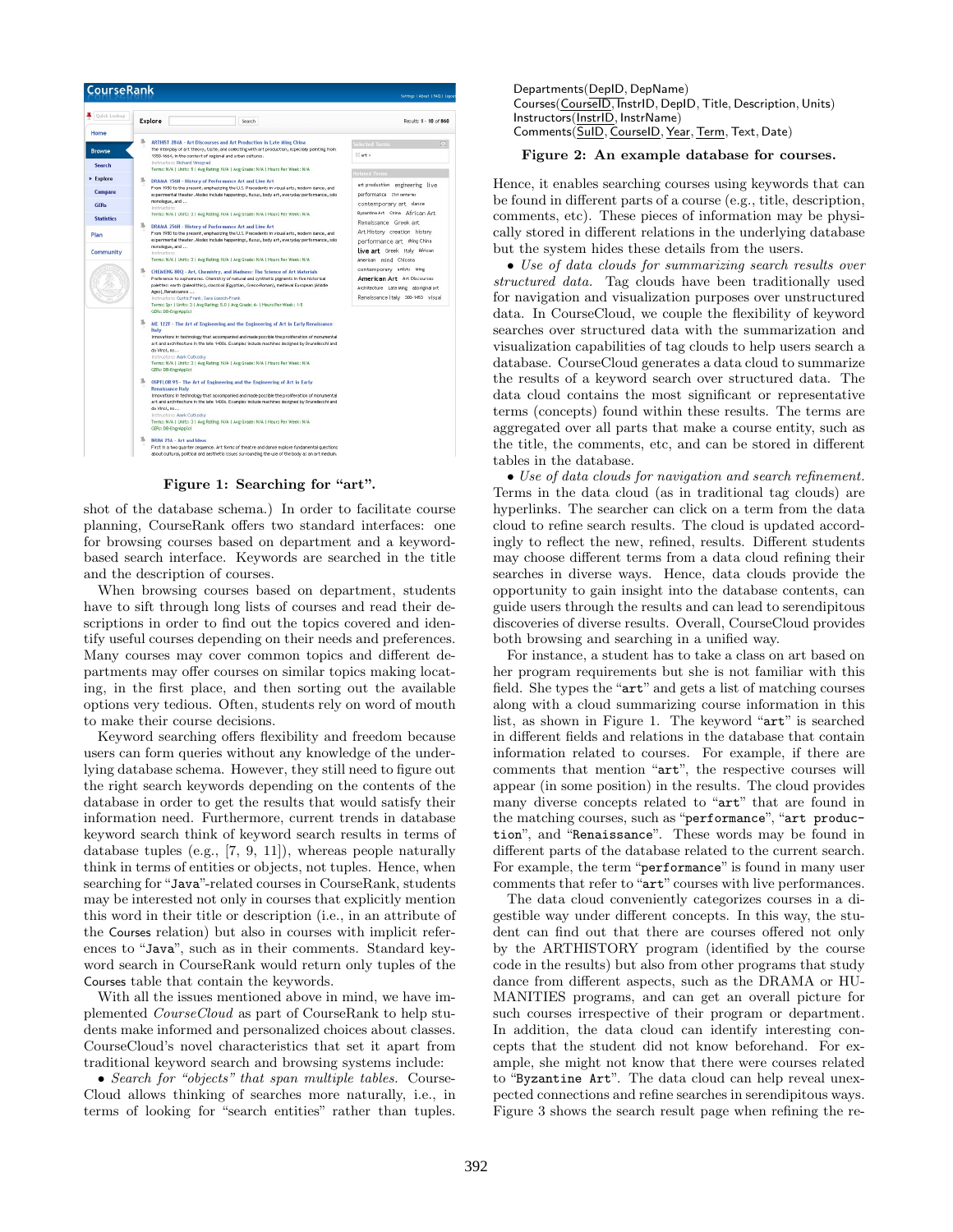Figure 1: Searching for "art".

shot of the database schema.) In order to facilitate course planning, CourseRank offers two standard interfaces: one for browsing courses based on department and a keyword-based search interface. Keywords are searched in the title and the description of courses.

When browsing courses based on department, students have to sift through long lists of courses and read their descriptions in order to find out the topics covered and identify useful courses depending on their needs and preferences. Many courses may cover common topics and different departments may offer courses on similar topics making locating, in the first place, and then sorting out the available options very tedious. Often, students rely on word of mouth to make their course decisions.

Keyword searching offers flexibility and freedom because users can form queries without any knowledge of the underlying database schema. However, they still need to figure out the right search keywords depending on the contents of the database in order to get the results that would satisfy their information need. Furthermore, current trends in database keyword search think of keyword search results in terms of database tuples (e.g., [7, 9, 11]), whereas people naturally think in terms of entities or objects, not tuples. Hence, when searching for "Java"-related courses in CourseRank, students may be interested not only in courses that explicitly mention this word in their title or description (i.e., in an attribute of the Courses relation) but also in courses with implicit references to "Java", such as in their comments. Standard keyword search in CourseRank would return only tuples of the Courses table that contain the keywords.

With all the issues mentioned above in mind, we have implemented *CourseCloud* as part of CourseRank to help students make informed and personalized choices about classes. CourseCloud's novel characteristics that set it apart from traditional keyword search and browsing systems include:

- *Search for "objects" that span multiple tables.* CourseCloud allows thinking of searches more naturally, i.e., in terms of looking for "search entities" rather than tuples.

Departments(<u>DepID</u>, DepName)
Courses(<u>CourseID</u>, InstrID, DepID, Title, Description, Units)
Instructors(<u>InstrID</u>, InstrName)
Comments(<u>SuID</u>, <u>CourseID</u>, <u>Year</u>, <u>Term</u>, Text, Date)

Figure 2: An example database for courses.

Hence, it enables searching courses using keywords that can be found in different parts of a course (e.g., title, description, comments, etc). These pieces of information may be physically stored in different relations in the underlying database but the system hides these details from the users.

- *Use of data clouds for summarizing search results over structured data.* Tag clouds have been traditionally used for navigation and visualization purposes over unstructured data. In CourseCloud, we couple the flexibility of keyword searches over structured data with the summarization and visualization capabilities of tag clouds to help users search a database. CourseCloud generates a data cloud to summarize the results of a keyword search over structured data. The data cloud contains the most significant or representative terms (concepts) found within these results. The terms are aggregated over all parts that make a course entity, such as the title, the comments, etc, and can be stored in different tables in the database.
- *Use of data clouds for navigation and search refinement.* Terms in the data cloud (as in traditional tag clouds) are hyperlinks. The searcher can click on a term from the data cloud to refine search results. The cloud is updated accordingly to reflect the new, refined, results. Different students may choose different terms from a data cloud refining their searches in diverse ways. Hence, data clouds provide the opportunity to gain insight into the database contents, can guide users through the results and can lead to serendipitous discoveries of diverse results. Overall, CourseCloud provides both browsing and searching in a unified way.

For instance, a student has to take a class on art based on her program requirements but she is not familiar with this field. She types the "`art`" and gets a list of matching courses along with a cloud summarizing course information in this list, as shown in Figure 1. The keyword "`art`" is searched in different fields and relations in the database that contain information related to courses. For example, if there are comments that mention "`art`", the respective courses will appear (in some position) in the results. The cloud provides many diverse concepts related to "`art`" that are found in the matching courses, such as "`performance`", "`art production`", and "`Renaissance`". These words may be found in different parts of the database related to the current search. For example, the term "`performance`" is found in many user comments that refer to "`art`" courses with live performances.

The data cloud conveniently categorizes courses in a digestible way under different concepts. In this way, the student can find out that there are courses offered not only by the ARTHISTORY program (identified by the course code in the results) but also from other programs that study dance from different aspects, such as the DRAMA or HUMANITIES programs, and can get an overall picture for such courses irrespective of their program or department. In addition, the data cloud can identify interesting concepts that the student did not know beforehand. For example, she might not know that there were courses related to "`Byzantine Art`". The data cloud can help reveal unexpected connections and refine searches in serendipitous ways. Figure 3 shows the search result page when refining the re-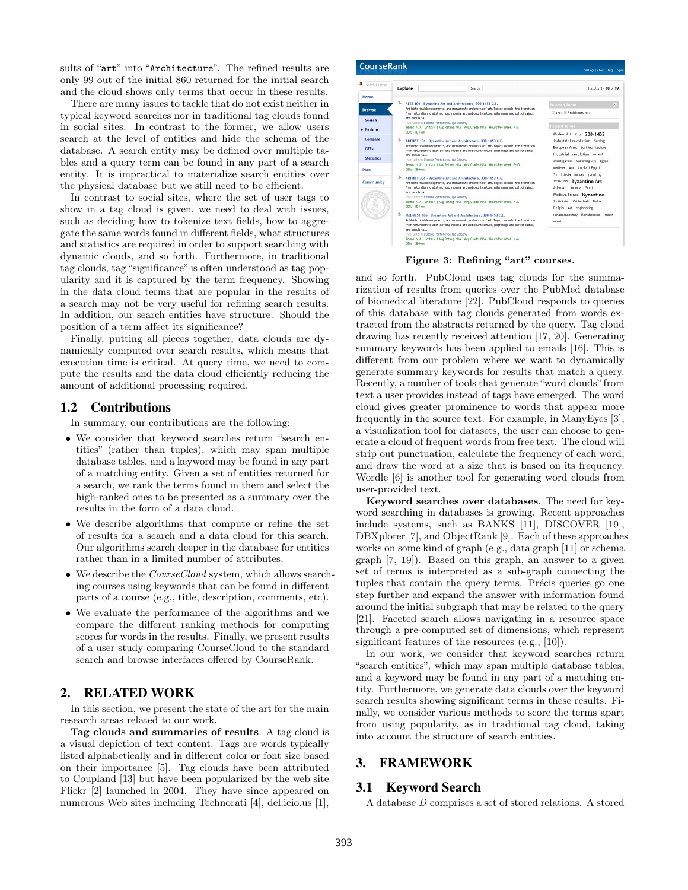sults of "art" into "Architecture". The refined results are only 99 out of the initial 860 returned for the initial search and the cloud shows only terms that occur in these results.

There are many issues to tackle that do not exist neither in typical keyword searches nor in traditional tag clouds found in social sites. In contrast to the former, we allow users search at the level of entities and hide the schema of the database. A search entity may be defined over multiple tables and a query term can be found in any part of a search entity. It is impractical to materialize search entities over the physical database but we still need to be efficient.

In contrast to social sites, where the set of user tags to show in a tag cloud is given, we need to deal with issues, such as deciding how to tokenize text fields, how to aggregate the same words found in different fields, what structures and statistics are required in order to support searching with dynamic clouds, and so forth. Furthermore, in traditional tag clouds, tag "significance" is often understood as tag popularity and it is captured by the term frequency. Showing in the data cloud terms that are popular in the results of a search may not be very useful for refining search results. In addition, our search entities have structure. Should the position of a term affect its significance?

Finally, putting all pieces together, data clouds are dynamically computed over search results, which means that execution time is critical. At query time, we need to compute the results and the data cloud efficiently reducing the amount of additional processing required.

## 1.2 Contributions

In summary, our contributions are the following:

- We consider that keyword searches return "search entities" (rather than tuples), which may span multiple database tables, and a keyword may be found in any part of a matching entity. Given a set of entities returned for a search, we rank the terms found in them and select the high-ranked ones to be presented as a summary over the results in the form of a data cloud.
- We describe algorithms that compute or refine the set of results for a search and a data cloud for this search. Our algorithms search deeper in the database for entities rather than in a limited number of attributes.
- We describe the *CourseCloud* system, which allows searching courses using keywords that can be found in different parts of a course (e.g., title, description, comments, etc).
- We evaluate the performance of the algorithms and we compare the different ranking methods for computing scores for words in the results. Finally, we present results of a user study comparing CourseCloud to the standard search and browse interfaces offered by CourseRank.

# 2. RELATED WORK

In this section, we present the state of the art for the main research areas related to our work.

**Tag clouds and summaries of results**. A tag cloud is a visual depiction of text content. Tags are words typically listed alphabetically and in different color or font size based on their importance [5]. Tag clouds have been attributed to Coupland [13] but have been popularized by the web site Flickr [2] launched in 2004. They have since appeared on numerous Web sites including Technorati [4], del.icio.us [1], and so forth. PubCloud uses tag clouds for the summarization of results from queries over the PubMed database of biomedical literature [22]. PubCloud responds to queries of this database with tag clouds generated from words extracted from the abstracts returned by the query. Tag cloud drawing has recently received attention [17, 20]. Generating summary keywords has been applied to emails [16]. This is different from our problem where we want to dynamically generate summary keywords for results that match a query. Recently, a number of tools that generate "word clouds" from text a user provides instead of tags have emerged. The word cloud gives greater prominence to words that appear more frequently in the source text. For example, in ManyEyes [3], a visualization tool for datasets, the user can choose to generate a cloud of frequent words from free text. The cloud will strip out punctuation, calculate the frequency of each word, and draw the word at a size that is based on its frequency. Wordle [6] is another tool for generating word clouds from user-provided text.

Figure 3: Refining "art" courses.

**Keyword searches over databases**. The need for keyword searching in databases is growing. Recent approaches include systems, such as BANKS [11], DISCOVER [19], DBXplorer [7], and ObjectRank [9]. Each of these approaches works on some kind of graph (e.g., data graph [11] or schema graph [7, 19]). Based on this graph, an answer to a given set of terms is interpreted as a sub-graph connecting the tuples that contain the query terms. Précis queries go one step further and expand the answer with information found around the initial subgraph that may be related to the query [21]. Faceted search allows navigating in a resource space through a pre-computed set of dimensions, which represent significant features of the resources (e.g., [10]).

In our work, we consider that keyword searches return "search entities", which may span multiple database tables, and a keyword may be found in any part of a matching entity. Furthermore, we generate data clouds over the keyword search results showing significant terms in these results. Finally, we consider various methods to score the terms apart from using popularity, as in traditional tag cloud, taking into account the structure of search entities.

# 3. FRAMEWORK

## 3.1 Keyword Search

A database $D$ comprises a set of stored relations. A stored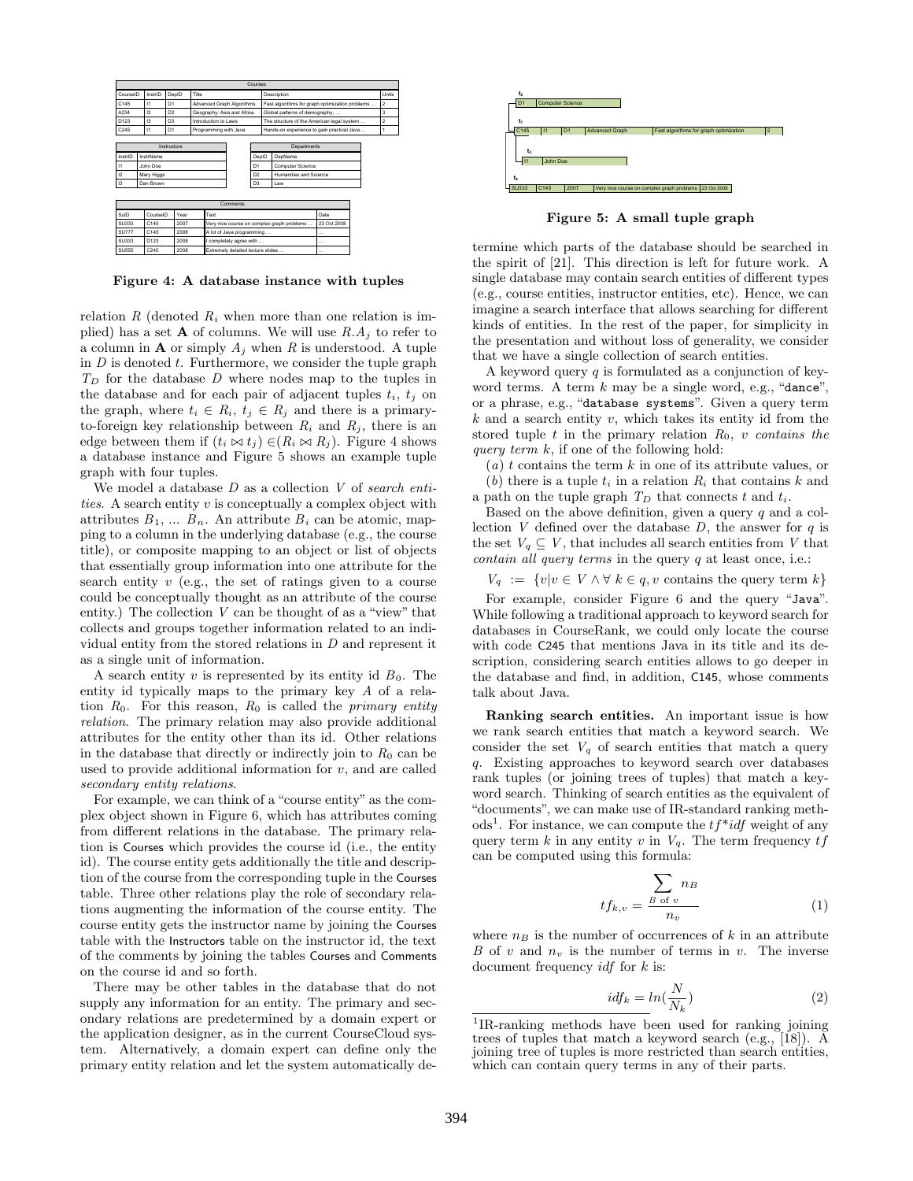**Courses**

| CourseID | InstrID | DeptID | Title | Description | Units |
|---|---|---|---|---|---|
| C145 | I1 | D1 | Advanced Graph Algorithms | Fast algorithms for graph optimization problems ... | 2 |
| A234 | I2 | D2 | Geography: Asia and Africa | Global patterns of demography, ... | 3 |
| D123 | I3 | D3 | Introduction to Laws | The structure of the American legal system ... | 2 |
| C245 | I1 | D1 | Programming with Java | Hands-on experience to gain practical Java ... | 1 |

**Instructors**

| InstrID | InstrName |
|---|---|
| I1 | John Doe |
| I2 | Mary Higgs |
| I3 | Dan Brown |

**Departments**

| DeptID | DepName |
|---|---|
| D1 | Computer Science |
| D2 | Humanities and Science |
| D3 | Law |

**Comments**

| SuID | CourseID | Year | Text | Date |
|---|---|---|---|---|
| SU333 | C145 | 2007 | Very nice course on complex graph problems ... | 23 Oct 2008 |
| SU777 | C145 | 2008 | A lot of Java programming ... | ... |
| SU333 | D123 | 2008 | I completely agree with ... | ... |
| SU555 | C245 | 2008 | Extremely detailed lecture slides ... | ... |

**Figure 4: A database instance with tuples**

$t_2$: | D1 | Computer Science |

$t_1$: | C145 | I1 | D1 | Advanced Graph | Fast algorithms for graph optimization | 2 |

$t_3$: | I1 | John Doe |

$t_4$: | SU333 | C145 | 2007 | Very nice course on complex graph problems | 23 Oct 2008 |

**Figure 5: A small tuple graph**

relation $R$ (denoted $R_i$ when more than one relation is implied) has a set $\mathbf{A}$ of columns. We will use $R.A_j$ to refer to a column in $\mathbf{A}$ or simply $A_j$ when $R$ is understood. A tuple in $D$ is denoted $t$. Furthermore, we consider the tuple graph $T_D$ for the database $D$ where nodes map to the tuples in the database and for each pair of adjacent tuples $t_i$, $t_j$ on the graph, where $t_i \in R_i$, $t_j \in R_j$ and there is a primary-to-foreign key relationship between $R_i$ and $R_j$, there is an edge between them if $(t_i \bowtie t_j) \in (R_i \bowtie R_j)$. Figure 4 shows a database instance and Figure 5 shows an example tuple graph with four tuples.

We model a database $D$ as a collection $V$ of *search entities*. A search entity $v$ is conceptually a complex object with attributes $B_1$, ... $B_n$. An attribute $B_i$ can be atomic, mapping to a column in the underlying database (e.g., the course title), or composite mapping to an object or list of objects that essentially group information into one attribute for the search entity $v$ (e.g., the set of ratings given to a course could be conceptually thought as an attribute of the course entity.) The collection $V$ can be thought of as a "view" that collects and groups together information related to an individual entity from the stored relations in $D$ and represent it as a single unit of information.

A search entity $v$ is represented by its entity id $B_0$. The entity id typically maps to the primary key $A$ of a relation $R_0$. For this reason, $R_0$ is called the *primary entity relation*. The primary relation may also provide additional attributes for the entity other than its id. Other relations in the database that directly or indirectly join to $R_0$ can be used to provide additional information for $v$, and are called *secondary entity relations*.

For example, we can think of a "course entity" as the complex object shown in Figure 6, which has attributes coming from different relations in the database. The primary relation is Courses which provides the course id (i.e., the entity id). The course entity gets additionally the title and description of the course from the corresponding tuple in the Courses table. Three other relations play the role of secondary relations augmenting the information of the course entity. The course entity gets the instructor name by joining the Courses table with the Instructors table on the instructor id, the text of the comments by joining the tables Courses and Comments on the course id and so forth.

There may be other tables in the database that do not supply any information for an entity. The primary and secondary relations are predetermined by a domain expert or the application designer, as in the current CourseCloud system. Alternatively, a domain expert can define only the primary entity relation and let the system automatically determine which parts of the database should be searched in the spirit of [21]. This direction is left for future work. A single database may contain search entities of different types (e.g., course entities, instructor entities, etc). Hence, we can imagine a search interface that allows searching for different kinds of entities. In the rest of the paper, for simplicity in the presentation and without loss of generality, we consider that we have a single collection of search entities.

A keyword query $q$ is formulated as a conjunction of keyword terms. A term $k$ may be a single word, e.g., "dance", or a phrase, e.g., "database systems". Given a query term $k$ and a search entity $v$, which takes its entity id from the stored tuple $t$ in the primary relation $R_0$, $v$ *contains the query term* $k$, if one of the following hold:

(*a*) $t$ contains the term $k$ in one of its attribute values, or

(*b*) there is a tuple $t_i$ in a relation $R_i$ that contains $k$ and a path on the tuple graph $T_D$ that connects $t$ and $t_i$.

Based on the above definition, given a query $q$ and a collection $V$ defined over the database $D$, the answer for $q$ is the set $V_q \subseteq V$, that includes all search entities from $V$ that *contain all query terms* in the query $q$ at least once, i.e.:

$$V_q \ := \ \{v | v \in V \wedge \forall \ k \in q, v \text{ contains the query term } k\}$$

For example, consider Figure 6 and the query "Java". While following a traditional approach to keyword search for databases in CourseRank, we could only locate the course with code C245 that mentions Java in its title and its description, considering search entities allows to go deeper in the database and find, in addition, C145, whose comments talk about Java.

**Ranking search entities.** An important issue is how we rank search entities that match a keyword search. We consider the set $V_q$ of search entities that match a query $q$. Existing approaches to keyword search over databases rank tuples (or joining trees of tuples) that match a keyword search. Thinking of search entities as the equivalent of "documents", we can make use of IR-standard ranking methods[1]. For instance, we can compute the $tf$\*$idf$ weight of any query term $k$ in any entity $v$ in $V_q$. The term frequency $tf$ can be computed using this formula:

$$tf_{k,v} = \frac{\sum_{B \text{ of } v} n_B}{n_v} \tag{1}$$

where $n_B$ is the number of occurrences of $k$ in an attribute $B$ of $v$ and $n_v$ is the number of terms in $v$. The inverse document frequency $idf$ for $k$ is:

$$idf_k = ln(\frac{N}{N_k}) \tag{2}$$

[1]IR-ranking methods have been used for ranking joining trees of tuples that match a keyword search (e.g., [18]). A joining tree of tuples is more restricted than search entities, which can contain query terms in any of their parts.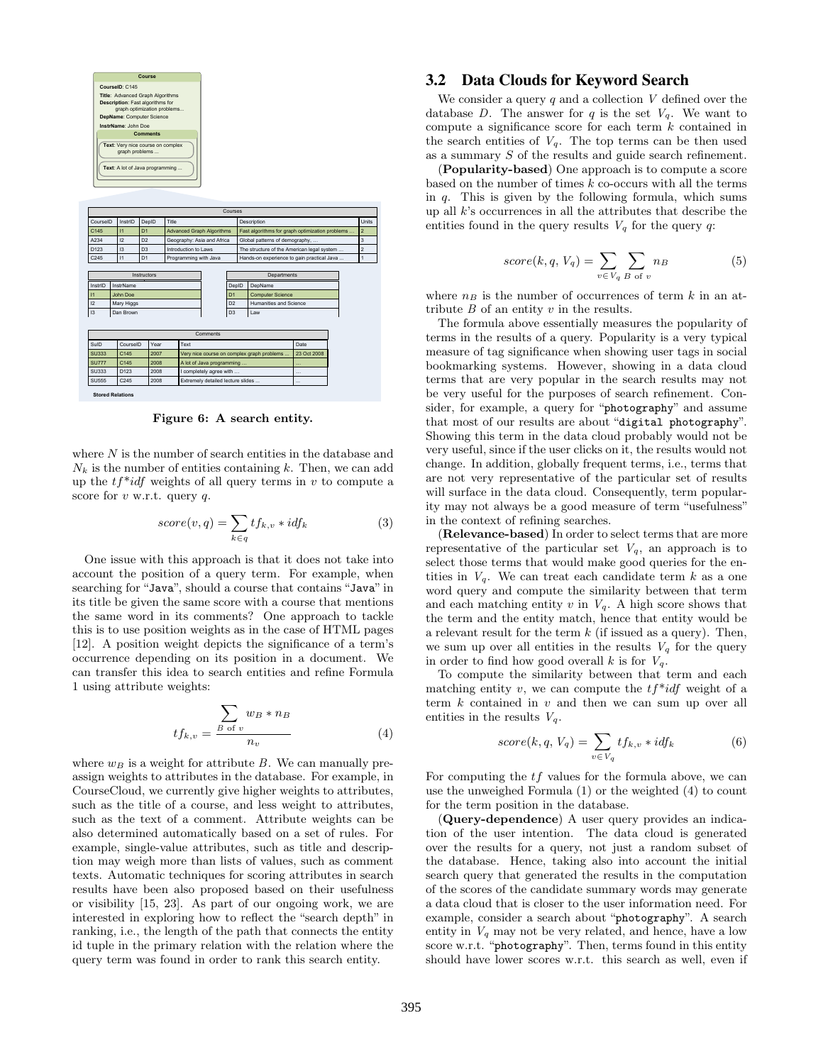Figure 6: A search entity.

where $N$ is the number of search entities in the database and $N_k$ is the number of entities containing $k$. Then, we can add up the $tf$*$idf$ weights of all query terms in $v$ to compute a score for $v$ w.r.t. query $q$.

$$score(v, q) = \sum_{k \in q} tf_{k,v} * idf_k \quad (3)$$

One issue with this approach is that it does not take into account the position of a query term. For example, when searching for "Java", should a course that contains "Java" in its title be given the same score with a course that mentions the same word in its comments? One approach to tackle this is to use position weights as in the case of HTML pages [12]. A position weight depicts the significance of a term's occurrence depending on its position in a document. We can transfer this idea to search entities and refine Formula 1 using attribute weights:

$$tf_{k,v} = \frac{\sum_{B \text{ of } v} w_B * n_B}{n_v} \quad (4)$$

where $w_B$ is a weight for attribute $B$. We can manually preassign weights to attributes in the database. For example, in CourseCloud, we currently give higher weights to attributes, such as the title of a course, and less weight to attributes, such as the text of a comment. Attribute weights can be also determined automatically based on a set of rules. For example, single-value attributes, such as title and description may weigh more than lists of values, such as comment texts. Automatic techniques for scoring attributes in search results have been also proposed based on their usefulness or visibility [15, 23]. As part of our ongoing work, we are interested in exploring how to reflect the "search depth" in ranking, i.e., the length of the path that connects the entity id tuple in the primary relation with the relation where the query term was found in order to rank this search entity.

## 3.2 Data Clouds for Keyword Search

We consider a query $q$ and a collection $V$ defined over the database $D$. The answer for $q$ is the set $V_q$. We want to compute a significance score for each term $k$ contained in the search entities of $V_q$. The top terms can be then used as a summary $S$ of the results and guide search refinement.

(**Popularity-based**) One approach is to compute a score based on the number of times $k$ co-occurs with all the terms in $q$. This is given by the following formula, which sums up all $k$'s occurrences in all the attributes that describe the entities found in the query results $V_q$ for the query $q$:

$$score(k, q, V_q) = \sum_{v \in V_q} \sum_{B \text{ of } v} n_B \quad (5)$$

where $n_B$ is the number of occurrences of term $k$ in an attribute $B$ of an entity $v$ in the results.

The formula above essentially measures the popularity of terms in the results of a query. Popularity is a very typical measure of tag significance when showing user tags in social bookmarking systems. However, showing in a data cloud terms that are very popular in the search results may not be very useful for the purposes of search refinement. Consider, for example, a query for "photography" and assume that most of our results are about "digital photography". Showing this term in the data cloud probably would not be very useful, since if the user clicks on it, the results would not change. In addition, globally frequent terms, i.e., terms that are not very representative of the particular set of results will surface in the data cloud. Consequently, term popularity may not always be a good measure of term "usefulness" in the context of refining searches.

(**Relevance-based**) In order to select terms that are more representative of the particular set $V_q$, an approach is to select those terms that would make good queries for the entities in $V_q$. We can treat each candidate term $k$ as a one word query and compute the similarity between that term and each matching entity $v$ in $V_q$. A high score shows that the term and the entity match, hence that entity would be a relevant result for the term $k$ (if issued as a query). Then, we sum up over all entities in the results $V_q$ for the query in order to find how good overall $k$ is for $V_q$.

To compute the similarity between that term and each matching entity $v$, we can compute the $tf$*$idf$ weight of a term $k$ contained in $v$ and then we can sum up over all entities in the results $V_q$.

$$score(k, q, V_q) = \sum_{v \in V_q} tf_{k,v} * idf_k \quad (6)$$

For computing the $tf$ values for the formula above, we can use the unweighed Formula (1) or the weighted (4) to count for the term position in the database.

(**Query-dependence**) A user query provides an indication of the user intention. The data cloud is generated over the results for a query, not just a random subset of the database. Hence, taking also into account the initial search query that generated the results in the computation of the scores of the candidate summary words may generate a data cloud that is closer to the user information need. For example, consider a search about "photography". A search entity in $V_q$ may not be very related, and hence, have a low score w.r.t. "photography". Then, terms found in this entity should have lower scores w.r.t. this search as well, even if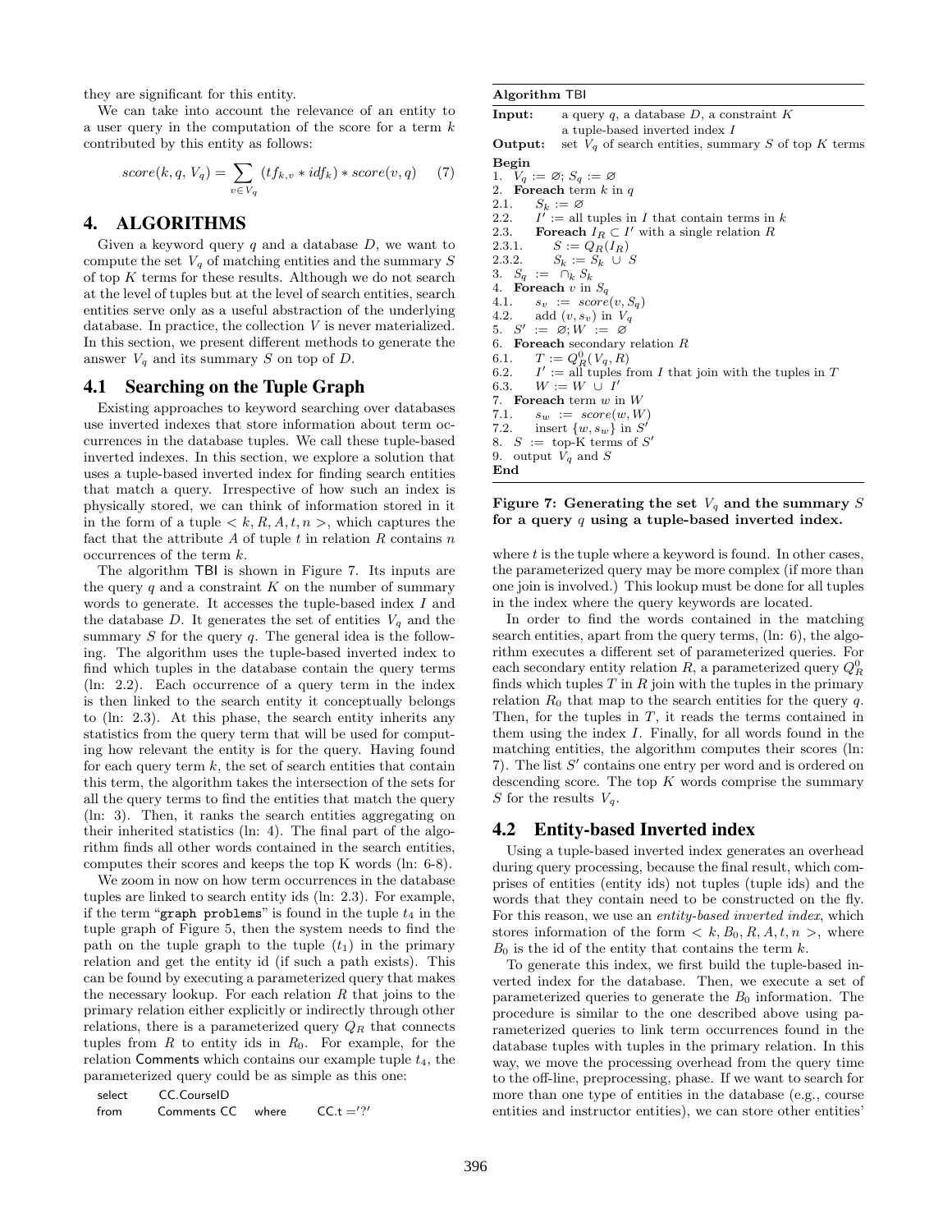they are significant for this entity.

We can take into account the relevance of an entity to a user query in the computation of the score for a term $k$ contributed by this entity as follows:

$$score(k, q, V_q) = \sum_{v \in V_q} (tf_{k,v} * idf_k) * score(v, q) \quad (7)$$

## 4. ALGORITHMS

Given a keyword query $q$ and a database $D$, we want to compute the set $V_q$ of matching entities and the summary $S$ of top $K$ terms for these results. Although we do not search at the level of tuples but at the level of search entities, search entities serve only as a useful abstraction of the underlying database. In practice, the collection $V$ is never materialized. In this section, we present different methods to generate the answer $V_q$ and its summary $S$ on top of $D$.

### 4.1 Searching on the Tuple Graph

Existing approaches to keyword searching over databases use inverted indexes that store information about term occurrences in the database tuples. We call these tuple-based inverted indexes. In this section, we explore a solution that uses a tuple-based inverted index for finding search entities that match a query. Irrespective of how such an index is physically stored, we can think of information stored in it in the form of a tuple $< k, R, A, t, n >$, which captures the fact that the attribute $A$ of tuple $t$ in relation $R$ contains $n$ occurrences of the term $k$.

The algorithm TBI is shown in Figure 7. Its inputs are the query $q$ and a constraint $K$ on the number of summary words to generate. It accesses the tuple-based index $I$ and the database $D$. It generates the set of entities $V_q$ and the summary $S$ for the query $q$. The general idea is the following. The algorithm uses the tuple-based inverted index to find which tuples in the database contain the query terms (ln: 2.2). Each occurrence of a query term in the index is then linked to the search entity it conceptually belongs to (ln: 2.3). At this phase, the search entity inherits any statistics from the query term that will be used for computing how relevant the entity is for the query. Having found for each query term $k$, the set of search entities that contain this term, the algorithm takes the intersection of the sets for all the query terms to find the entities that match the query (ln: 3). Then, it ranks the search entities aggregating on their inherited statistics (ln: 4). The final part of the algorithm finds all other words contained in the search entities, computes their scores and keeps the top K words (ln: 6-8).

We zoom in now on how term occurrences in the database tuples are linked to search entity ids (ln: 2.3). For example, if the term "graph problems" is found in the tuple $t_4$ in the tuple graph of Figure 5, then the system needs to find the path on the tuple graph to the tuple ($t_1$) in the primary relation and get the entity id (if such a path exists). This can be found by executing a parameterized query that makes the necessary lookup. For each relation $R$ that joins to the primary relation either explicitly or indirectly through other relations, there is a parameterized query $Q_R$ that connects tuples from $R$ to entity ids in $R_0$. For example, for the relation Comments which contains our example tuple $t_4$, the parameterized query could be as simple as this one:

```
select   CC.CourseID
from     Comments CC   where   CC.t ='?'
```

**Algorithm** TBI

**Input:** a query $q$, a database $D$, a constraint $K$; a tuple-based inverted index $I$
**Output:** set $V_q$ of search entities, summary $S$ of top $K$ terms

**Begin**
1. $V_q := \varnothing$; $S_q := \varnothing$
2. **Foreach** term $k$ in $q$
2.1. $S_k := \varnothing$
2.2. $I' :=$ all tuples in $I$ that contain terms in $k$
2.3. **Foreach** $I_R \subset I'$ with a single relation $R$
2.3.1. $S := Q_R(I_R)$
2.3.2. $S_k := S_k \cup S$
3. $S_q := \cap_k S_k$
4. **Foreach** $v$ in $S_q$
4.1. $s_v := score(v, S_q)$
4.2. add $(v, s_v)$ in $V_q$
5. $S' := \varnothing; W := \varnothing$
6. **Foreach** secondary relation $R$
6.1. $T := Q^0_R(V_q, R)$
6.2. $I' :=$ all tuples from $I$ that join with the tuples in $T$
6.3. $W := W \cup I'$
7. **Foreach** term $w$ in $W$
7.1. $s_w := score(w, W)$
7.2. insert $\{w, s_w\}$ in $S'$
8. $S :=$ top-K terms of $S'$
9. output $V_q$ and $S$

**End**

**Figure 7: Generating the set $V_q$ and the summary $S$ for a query $q$ using a tuple-based inverted index.**

where $t$ is the tuple where a keyword is found. In other cases, the parameterized query may be more complex (if more than one join is involved.) This lookup must be done for all tuples in the index where the query keywords are located.

In order to find the words contained in the matching search entities, apart from the query terms, (ln: 6), the algorithm executes a different set of parameterized queries. For each secondary entity relation $R$, a parameterized query $Q^0_R$ finds which tuples $T$ in $R$ join with the tuples in the primary relation $R_0$ that map to the search entities for the query $q$. Then, for the tuples in $T$, it reads the terms contained in them using the index $I$. Finally, for all words found in the matching entities, the algorithm computes their scores (ln: 7). The list $S'$ contains one entry per word and is ordered on descending score. The top $K$ words comprise the summary $S$ for the results $V_q$.

### 4.2 Entity-based Inverted index

Using a tuple-based inverted index generates an overhead during query processing, because the final result, which comprises of entities (entity ids) not tuples (tuple ids) and the words that they contain need to be constructed on the fly. For this reason, we use an *entity-based inverted index*, which stores information of the form $< k, B_0, R, A, t, n >$, where $B_0$ is the id of the entity that contains the term $k$.

To generate this index, we first build the tuple-based inverted index for the database. Then, we execute a set of parameterized queries to generate the $B_0$ information. The procedure is similar to the one described above using parameterized queries to link term occurrences found in the database tuples with tuples in the primary relation. In this way, we move the processing overhead from the query time to the off-line, preprocessing, phase. If we want to search for more than one type of entities in the database (e.g., course entities and instructor entities), we can store other entities'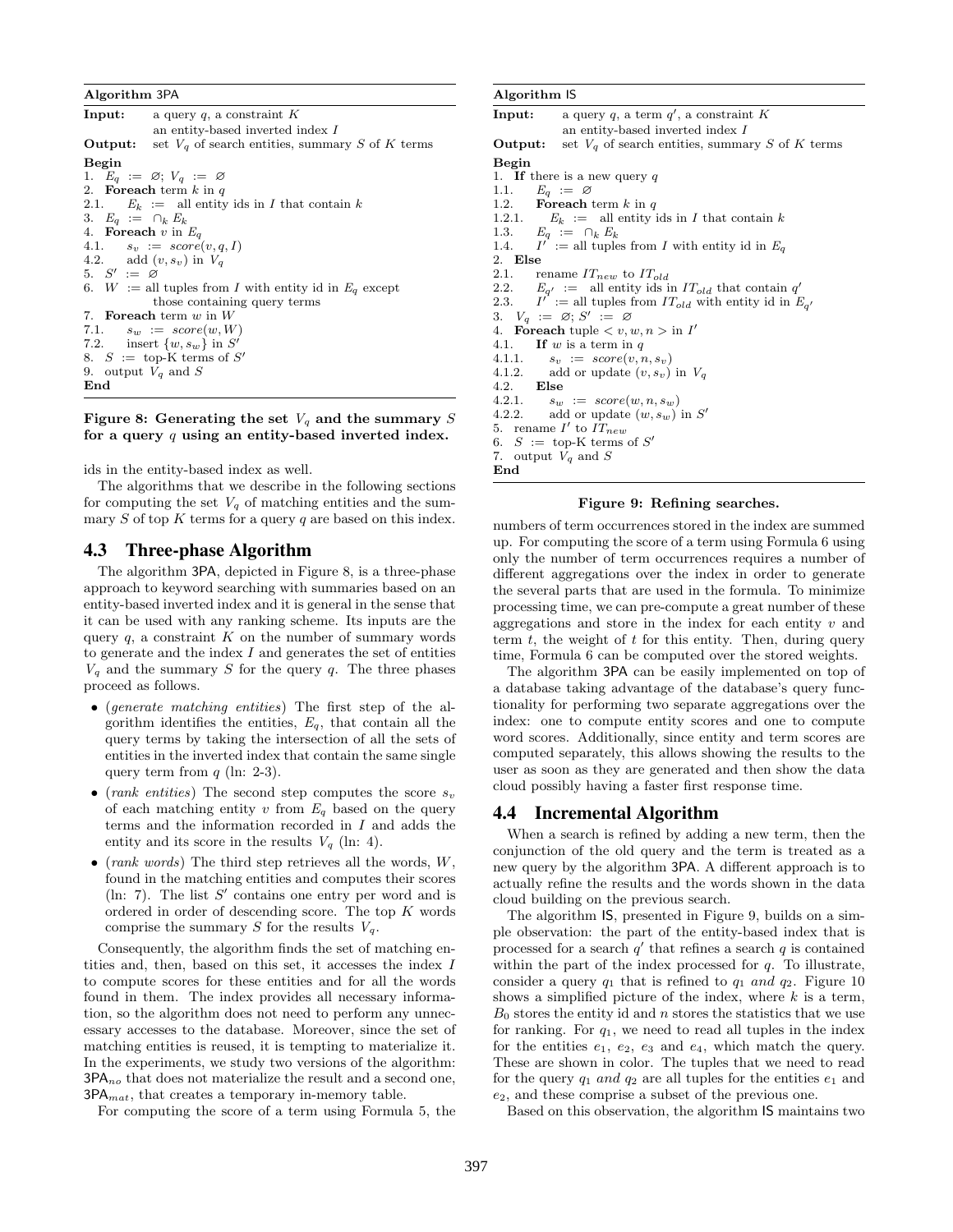**Algorithm** 3PA

```
Input:   a query q, a constraint K
         an entity-based inverted index I
Output:  set V_q of search entities, summary S of K terms
Begin
1.   E_q := ∅; V_q := ∅
2.   Foreach term k in q
2.1.     E_k := all entity ids in I that contain k
3.   E_q := ∩_k E_k
4.   Foreach v in E_q
4.1.     s_v := score(v, q, I)
4.2.     add (v, s_v) in V_q
5.   S' := ∅
6.   W := all tuples from I with entity id in E_q except
         those containing query terms
7.   Foreach term w in W
7.1.     s_w := score(w, W)
7.2.     insert {w, s_w} in S'
8.   S := top-K terms of S'
9.   output V_q and S
End
```

**Figure 8: Generating the set $V_q$ and the summary $S$ for a query $q$ using an entity-based inverted index.**

ids in the entity-based index as well.

The algorithms that we describe in the following sections for computing the set $V_q$ of matching entities and the summary $S$ of top $K$ terms for a query $q$ are based on this index.

## 4.3 Three-phase Algorithm

The algorithm 3PA, depicted in Figure 8, is a three-phase approach to keyword searching with summaries based on an entity-based inverted index and it is general in the sense that it can be used with any ranking scheme. Its inputs are the query $q$, a constraint $K$ on the number of summary words to generate and the index $I$ and generates the set of entities $V_q$ and the summary $S$ for the query $q$. The three phases proceed as follows.

- (*generate matching entities*) The first step of the algorithm identifies the entities, $E_q$, that contain all the query terms by taking the intersection of all the sets of entities in the inverted index that contain the same single query term from $q$ (ln: 2-3).
- (*rank entities*) The second step computes the score $s_v$ of each matching entity $v$ from $E_q$ based on the query terms and the information recorded in $I$ and adds the entity and its score in the results $V_q$ (ln: 4).
- (*rank words*) The third step retrieves all the words, $W$, found in the matching entities and computes their scores (ln: 7). The list $S'$ contains one entry per word and is ordered in order of descending score. The top $K$ words comprise the summary $S$ for the results $V_q$.

Consequently, the algorithm finds the set of matching entities and, then, based on this set, it accesses the index $I$ to compute scores for these entities and for all the words found in them. The index provides all necessary information, so the algorithm does not need to perform any unnecessary accesses to the database. Moreover, since the set of matching entities is reused, it is tempting to materialize it. In the experiments, we study two versions of the algorithm: 3PA$_{no}$ that does not materialize the result and a second one, 3PA$_{mat}$, that creates a temporary in-memory table.

For computing the score of a term using Formula 5, the numbers of term occurrences stored in the index are summed up. For computing the score of a term using Formula 6 using only the number of term occurrences requires a number of different aggregations over the index in order to generate the several parts that are used in the formula. To minimize processing time, we can pre-compute a great number of these aggregations and store in the index for each entity $v$ and term $t$, the weight of $t$ for this entity. Then, during query time, Formula 6 can be computed over the stored weights.

The algorithm 3PA can be easily implemented on top of a database taking advantage of the database's query functionality for performing two separate aggregations over the index: one to compute entity scores and one to compute word scores. Additionally, since entity and term scores are computed separately, this allows showing the results to the user as soon as they are generated and then show the data cloud possibly having a faster first response time.

**Algorithm** IS

```
Input:   a query q, a term q', a constraint K
         an entity-based inverted index I
Output:  set V_q of search entities, summary S of K terms
Begin
1.   If there is a new query q
1.1.     E_q := ∅
1.2.     Foreach term k in q
1.2.1.       E_k := all entity ids in I that contain k
1.3.     E_q := ∩_k E_k
1.4.     I' := all tuples from I with entity id in E_q
2.   Else
2.1.     rename IT_new to IT_old
2.2.     E_q' := all entity ids in IT_old that contain q'
2.3.     I' := all tuples from IT_old with entity id in E_q'
3.   V_q := ∅; S' := ∅
4.   Foreach tuple <v, w, n> in I'
4.1.     If w is a term in q
4.1.1.       s_v := score(v, n, s_v)
4.1.2.       add or update (v, s_v) in V_q
4.2.     Else
4.2.1.       s_w := score(w, n, s_w)
4.2.2.       add or update (w, s_w) in S'
5.   rename I' to IT_new
6.   S := top-K terms of S'
7.   output V_q and S
End
```

**Figure 9: Refining searches.**

## 4.4 Incremental Algorithm

When a search is refined by adding a new term, then the conjunction of the old query and the term is treated as a new query by the algorithm 3PA. A different approach is to actually refine the results and the words shown in the data cloud building on the previous search.

The algorithm IS, presented in Figure 9, builds on a simple observation: the part of the entity-based index that is processed for a search $q'$ that refines a search $q$ is contained within the part of the index processed for $q$. To illustrate, consider a query $q_1$ that is refined to $q_1$ *and* $q_2$. Figure 10 shows a simplified picture of the index, where $k$ is a term, $B_0$ stores the entity id and $n$ stores the statistics that we use for ranking. For $q_1$, we need to read all tuples in the index for the entities $e_1$, $e_2$, $e_3$ and $e_4$, which match the query. These are shown in color. The tuples that we need to read for the query $q_1$ *and* $q_2$ are all tuples for the entities $e_1$ and $e_2$, and these comprise a subset of the previous one.

Based on this observation, the algorithm IS maintains two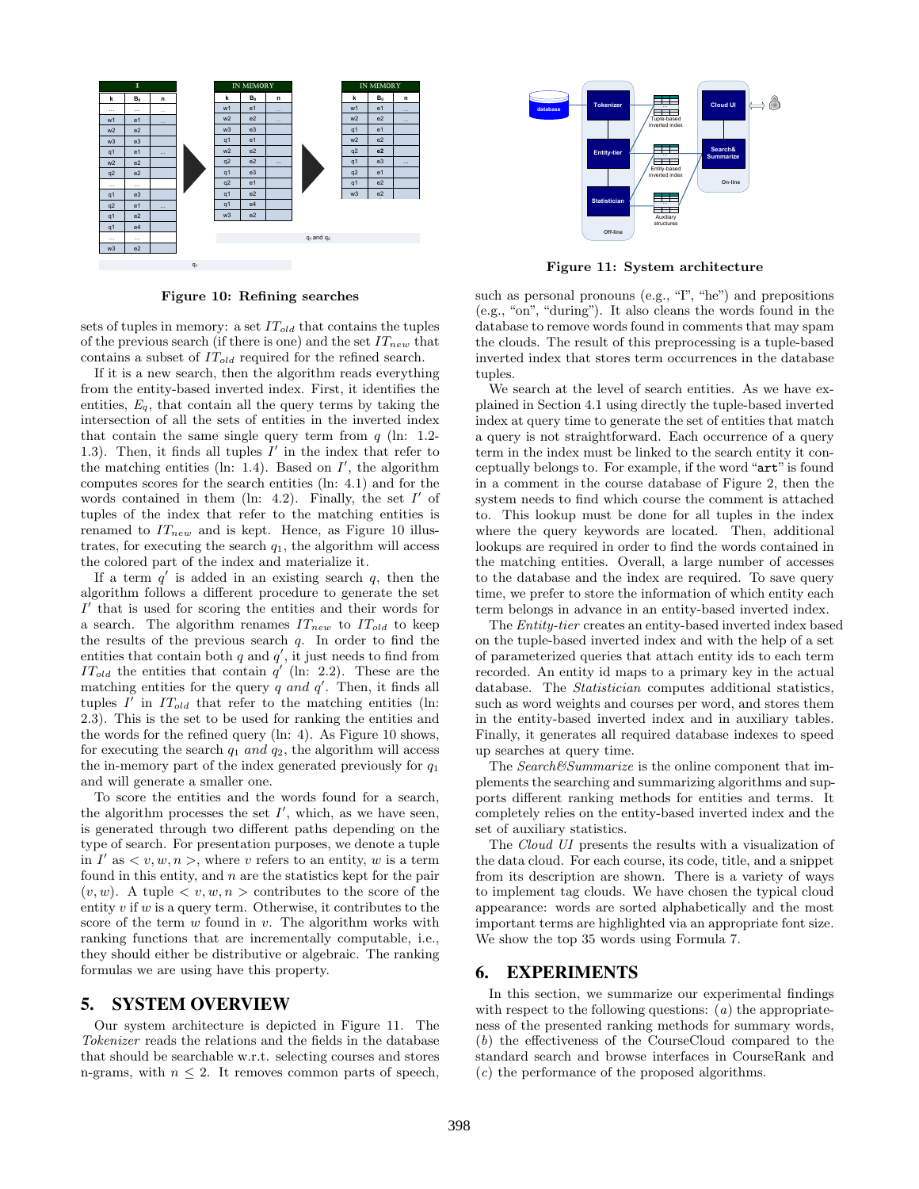**Figure 10: Refining searches**

sets of tuples in memory: a set $IT_{old}$ that contains the tuples of the previous search (if there is one) and the set $IT_{new}$ that contains a subset of $IT_{old}$ required for the refined search.

If it is a new search, then the algorithm reads everything from the entity-based inverted index. First, it identifies the entities, $E_q$, that contain all the query terms by taking the intersection of all the sets of entities in the inverted index that contain the same single query term from $q$ (ln: 1.2-1.3). Then, it finds all tuples $I'$ in the index that refer to the matching entities (ln: 1.4). Based on $I'$, the algorithm computes scores for the search entities (ln: 4.1) and for the words contained in them (ln: 4.2). Finally, the set $I'$ of tuples of the index that refer to the matching entities is renamed to $IT_{new}$ and is kept. Hence, as Figure 10 illustrates, for executing the search $q_1$, the algorithm will access the colored part of the index and materialize it.

If a term $q'$ is added in an existing search $q$, then the algorithm follows a different procedure to generate the set $I'$ that is used for scoring the entities and their words for a search. The algorithm renames $IT_{new}$ to $IT_{old}$ to keep the results of the previous search $q$. In order to find the entities that contain both $q$ and $q'$, it just needs to find from $IT_{old}$ the entities that contain $q'$ (ln: 2.2). These are the matching entities for the query $q$ *and* $q'$. Then, it finds all tuples $I'$ in $IT_{old}$ that refer to the matching entities (ln: 2.3). This is the set to be used for ranking the entities and the words for the refined query (ln: 4). As Figure 10 shows, for executing the search $q_1$ *and* $q_2$, the algorithm will access the in-memory part of the index generated previously for $q_1$ and will generate a smaller one.

To score the entities and the words found for a search, the algorithm processes the set $I'$, which, as we have seen, is generated through two different paths depending on the type of search. For presentation purposes, we denote a tuple in $I'$ as $< v, w, n >$, where $v$ refers to an entity, $w$ is a term found in this entity, and $n$ are the statistics kept for the pair $(v, w)$. A tuple $< v, w, n >$ contributes to the score of the entity $v$ if $w$ is a query term. Otherwise, it contributes to the score of the term $w$ found in $v$. The algorithm works with ranking functions that are incrementally computable, i.e., they should either be distributive or algebraic. The ranking formulas we are using have this property.

## 5. SYSTEM OVERVIEW

Our system architecture is depicted in Figure 11. The *Tokenizer* reads the relations and the fields in the database that should be searchable w.r.t. selecting courses and stores n-grams, with $n \leq 2$. It removes common parts of speech, such as personal pronouns (e.g., "I", "he") and prepositions (e.g., "on", "during"). It also cleans the words found in the database to remove words found in comments that may spam the clouds. The result of this preprocessing is a tuple-based inverted index that stores term occurrences in the database tuples.

**Figure 11: System architecture**

We search at the level of search entities. As we have explained in Section 4.1 using directly the tuple-based inverted index at query time to generate the set of entities that match a query is not straightforward. Each occurrence of a query term in the index must be linked to the search entity it conceptually belongs to. For example, if the word "art" is found in a comment in the course database of Figure 2, then the system needs to find which course the comment is attached to. This lookup must be done for all tuples in the index where the query keywords are located. Then, additional lookups are required in order to find the words contained in the matching entities. Overall, a large number of accesses to the database and the index are required. To save query time, we prefer to store the information of which entity each term belongs in advance in an entity-based inverted index.

The *Entity-tier* creates an entity-based inverted index based on the tuple-based inverted index and with the help of a set of parameterized queries that attach entity ids to each term recorded. An entity id maps to a primary key in the actual database. The *Statistician* computes additional statistics, such as word weights and courses per word, and stores them in the entity-based inverted index and in auxiliary tables. Finally, it generates all required database indexes to speed up searches at query time.

The *Search&Summarize* is the online component that implements the searching and summarizing algorithms and supports different ranking methods for entities and terms. It completely relies on the entity-based inverted index and the set of auxiliary statistics.

The *Cloud UI* presents the results with a visualization of the data cloud. For each course, its code, title, and a snippet from its description are shown. There is a variety of ways to implement tag clouds. We have chosen the typical cloud appearance: words are sorted alphabetically and the most important terms are highlighted via an appropriate font size. We show the top 35 words using Formula 7.

## 6. EXPERIMENTS

In this section, we summarize our experimental findings with respect to the following questions: (*a*) the appropriateness of the presented ranking methods for summary words, (*b*) the effectiveness of the CourseCloud compared to the standard search and browse interfaces in CourseRank and (*c*) the performance of the proposed algorithms.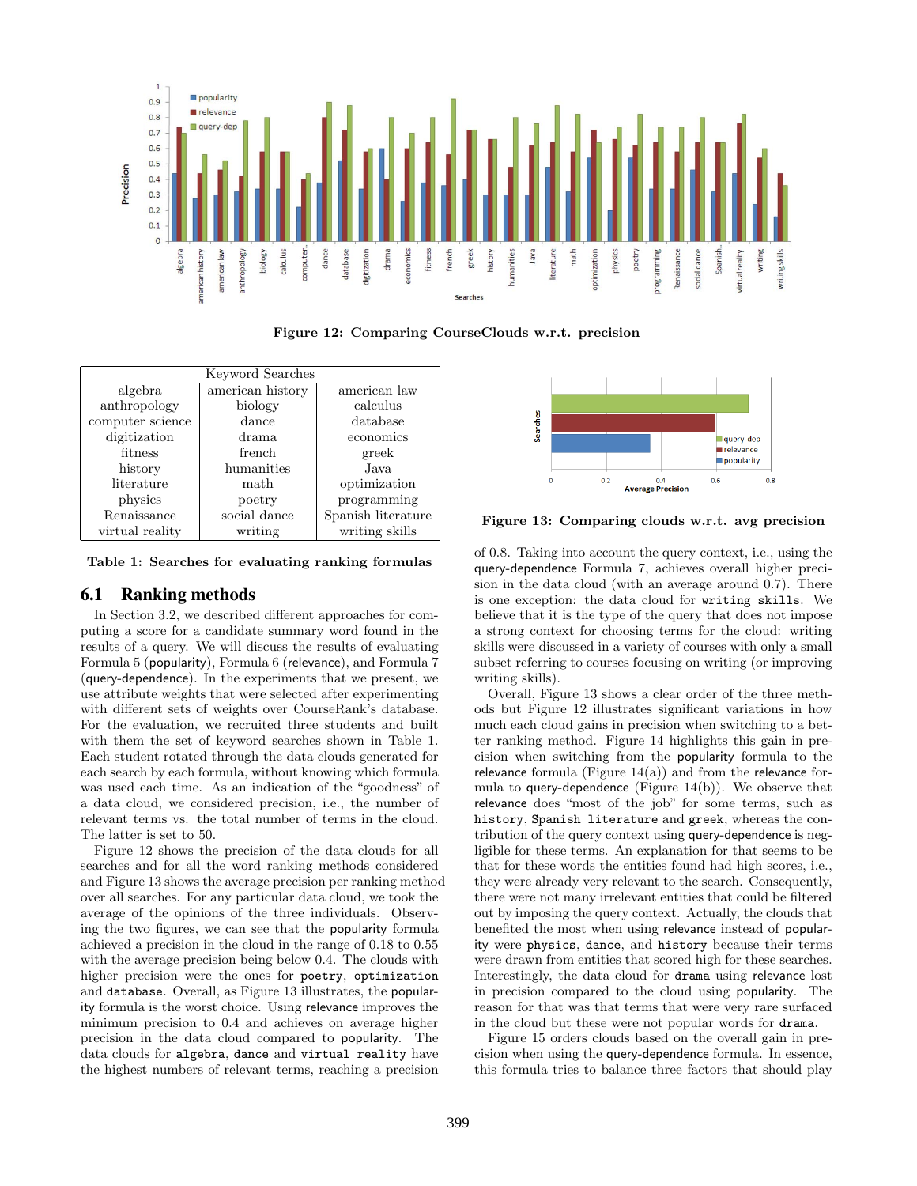Figure 12: Comparing CourseClouds w.r.t. precision

| Keyword Searches | | |
|---|---|---|
| algebra | american history | american law |
| anthropology | biology | calculus |
| computer science | dance | database |
| digitization | drama | economics |
| fitness | french | greek |
| history | humanities | Java |
| literature | math | optimization |
| physics | poetry | programming |
| Renaissance | social dance | Spanish literature |
| virtual reality | writing | writing skills |

Table 1: Searches for evaluating ranking formulas

## 6.1 Ranking methods

In Section 3.2, we described different approaches for computing a score for a candidate summary word found in the results of a query. We will discuss the results of evaluating Formula 5 (popularity), Formula 6 (relevance), and Formula 7 (query-dependence). In the experiments that we present, we use attribute weights that were selected after experimenting with different sets of weights over CourseRank's database. For the evaluation, we recruited three students and built with them the set of keyword searches shown in Table 1. Each student rotated through the data clouds generated for each search by each formula, without knowing which formula was used each time. As an indication of the "goodness" of a data cloud, we considered precision, i.e., the number of relevant terms vs. the total number of terms in the cloud. The latter is set to 50.

Figure 12 shows the precision of the data clouds for all searches and for all the word ranking methods considered and Figure 13 shows the average precision per ranking method over all searches. For any particular data cloud, we took the average of the opinions of the three individuals. Observing the two figures, we can see that the popularity formula achieved a precision in the cloud in the range of 0.18 to 0.55 with the average precision being below 0.4. The clouds with higher precision were the ones for `poetry`, `optimization` and `database`. Overall, as Figure 13 illustrates, the popularity formula is the worst choice. Using relevance improves the minimum precision to 0.4 and achieves on average higher precision in the data cloud compared to popularity. The data clouds for `algebra`, `dance` and `virtual reality` have the highest numbers of relevant terms, reaching a precision of 0.8. Taking into account the query context, i.e., using the query-dependence Formula 7, achieves overall higher precision in the data cloud (with an average around 0.7). There is one exception: the data cloud for `writing skills`. We believe that it is the type of the query that does not impose a strong context for choosing terms for the cloud: writing skills were discussed in a variety of courses with only a small subset referring to courses focusing on writing (or improving writing skills).

Figure 13: Comparing clouds w.r.t. avg precision

Overall, Figure 13 shows a clear order of the three methods but Figure 12 illustrates significant variations in how much each cloud gains in precision when switching to a better ranking method. Figure 14 highlights this gain in precision when switching from the popularity formula to the relevance formula (Figure 14(a)) and from the relevance formula to query-dependence (Figure 14(b)). We observe that relevance does "most of the job" for some terms, such as `history`, `Spanish literature` and `greek`, whereas the contribution of the query context using query-dependence is negligible for these terms. An explanation for that seems to be that for these words the entities found had high scores, i.e., they were already very relevant to the search. Consequently, there were not many irrelevant entities that could be filtered out by imposing the query context. Actually, the clouds that benefited the most when using relevance instead of popularity were `physics`, `dance`, and `history` because their terms were drawn from entities that scored high for these searches. Interestingly, the data cloud for `drama` using relevance lost in precision compared to the cloud using popularity. The reason for that was that terms that were very rare surfaced in the cloud but these were not popular words for `drama`.

Figure 15 orders clouds based on the overall gain in precision when using the query-dependence formula. In essence, this formula tries to balance three factors that should play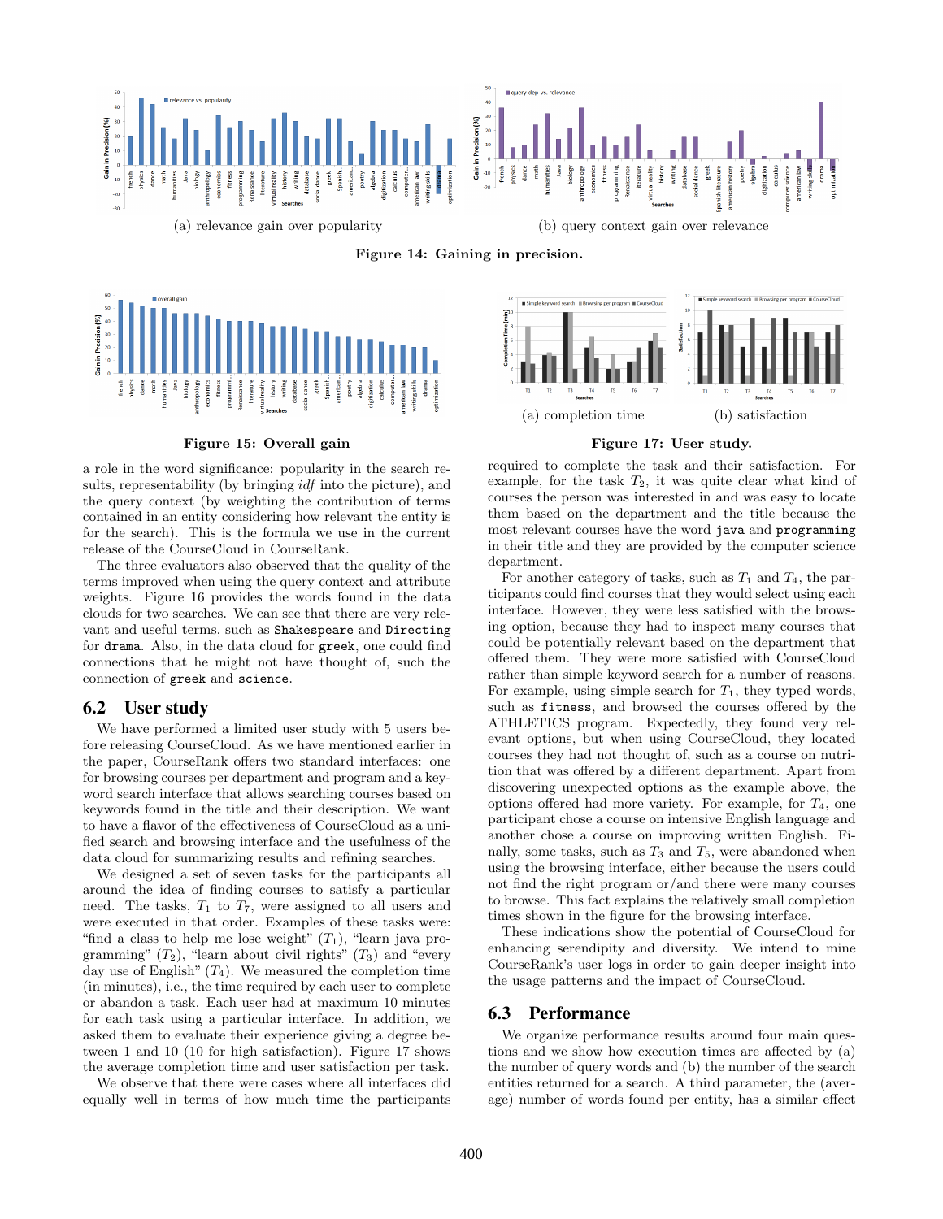(a) relevance gain over popularity

(b) query context gain over relevance

**Figure 14: Gaining in precision.**

**Figure 15: Overall gain**

(a) completion time

(b) satisfaction

**Figure 17: User study.**

a role in the word significance: popularity in the search results, representability (by bringing *idf* into the picture), and the query context (by weighting the contribution of terms contained in an entity considering how relevant the entity is for the search). This is the formula we use in the current release of the CourseCloud in CourseRank.

The three evaluators also observed that the quality of the terms improved when using the query context and attribute weights. Figure 16 provides the words found in the data clouds for two searches. We can see that there are very relevant and useful terms, such as `Shakespeare` and `Directing` for `drama`. Also, in the data cloud for `greek`, one could find connections that he might not have thought of, such as the connection of `greek` and `science`.

## 6.2 User study

We have performed a limited user study with 5 users before releasing CourseCloud. As we have mentioned earlier in the paper, CourseRank offers two standard interfaces: one for browsing courses per department and program and a keyword search interface that allows searching courses based on keywords found in the title and their description. We want to have a flavor of the effectiveness of CourseCloud as a unified search and browsing interface and the usefulness of the data cloud for summarizing results and refining searches.

We designed a set of seven tasks for the participants all around the idea of finding courses to satisfy a particular need. The tasks, $T_1$ to $T_7$, were assigned to all users and were executed in that order. Examples of these tasks were: "find a class to help me lose weight" ($T_1$), "learn java programming" ($T_2$), "learn about civil rights" ($T_3$) and "every day use of English" ($T_4$). We measured the completion time (in minutes), i.e., the time required by each user to complete or abandon a task. Each user had at maximum 10 minutes for each task using a particular interface. In addition, we asked them to evaluate their experience giving a degree between 1 and 10 (10 for high satisfaction). Figure 17 shows the average completion time and user satisfaction per task.

We observe that there were cases where all interfaces did equally well in terms of how much time the participants required to complete the task and their satisfaction. For example, for the task $T_2$, it was quite clear what kind of courses the person was interested in and was easy to locate them based on the department and the title because the most relevant courses have the word `java` and `programming` in their title and they are provided by the computer science department.

For another category of tasks, such as $T_1$ and $T_4$, the participants could find courses that they would select using each interface. However, they were less satisfied with the browsing option, because they had to inspect many courses that could be potentially relevant based on the department that offered them. They were more satisfied with CourseCloud rather than simple keyword search for a number of reasons. For example, using simple search for $T_1$, they typed words, such as `fitness`, and browsed the courses offered by the ATHLETICS program. Expectedly, they found very relevant options, but when using CourseCloud, they located courses they had not thought of, such as a course on nutrition that was offered by a different department. Apart from discovering unexpected options as the example above, the options offered had more variety. For example, for $T_4$, one participant chose a course on intensive English language and another chose a course on improving written English. Finally, some tasks, such as $T_3$ and $T_5$, were abandoned when using the browsing interface, either because the users could not find the right program or/and there were many courses to browse. This fact explains the relatively small completion times shown in the figure for the browsing interface.

These indications show the potential of CourseCloud for enhancing serendipity and diversity. We intend to mine CourseRank's user logs in order to gain deeper insight into the usage patterns and the impact of CourseCloud.

## 6.3 Performance

We organize performance results around four main questions and we show how execution times are affected by (a) the number of query words and (b) the number of the search entities returned for a search. A third parameter, the (average) number of words found per entity, has a similar effect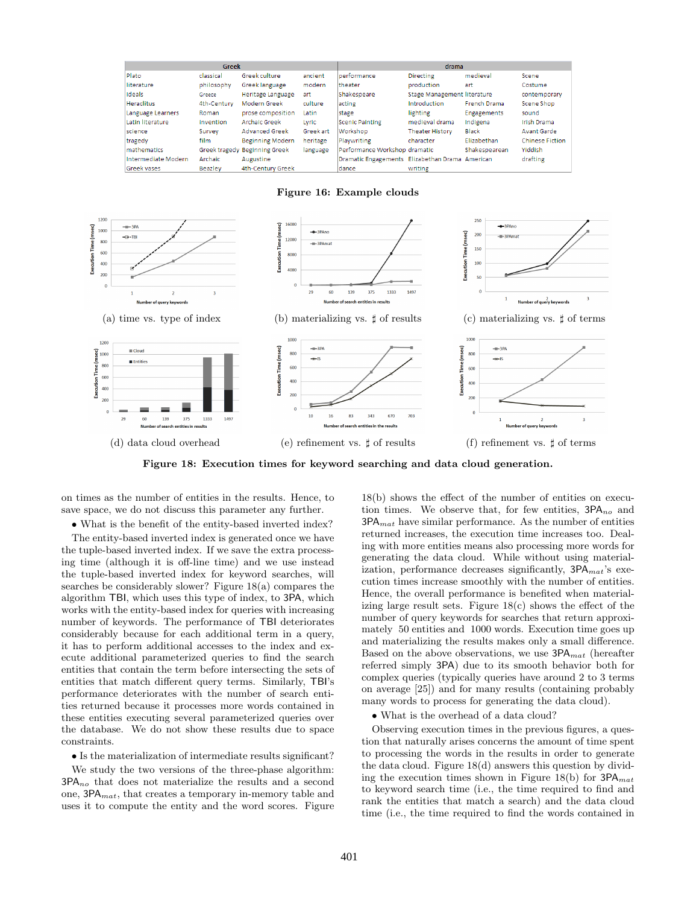| Greek | | | | drama | | | |
|---|---|---|---|---|---|---|---|
| Plato | classical | Greek culture | ancient | performance | Directing | medieval | Scene |
| literature | philosophy | Greek language | modern | theater | production | art | Costume |
| Ideals | Greece | Heritage Language | art | Shakespeare | Stage Management | literature | contemporary |
| Heraclitus | 4th-Century | Modern Greek | culture | acting | Introduction | French Drama | Scene Shop |
| Language Learners | Roman | prose composition | Latin | stage | lighting | Engagements | sound |
| Latin literature | invention | Archaic Greek | Lyric | Scenic Painting | medieval drama | Indigena | Irish Drama |
| science | Survey | Advanced Greek | Greek art | Workshop | Theater History | Black | Avant Garde |
| tragedy | film | Beginning Modern | heritage | Playwriting | character | Elizabethan | Chinese Fiction |
| mathematics | Greek tragedy | Beginning Greek | language | Performance Workshop | dramatic | Shakespearean | Yiddish |
| Intermediate Modern | Archaic | Augustine | | Dramatic Engagements | Elizabethan Drama | American | drafting |
| Greek vases | Beazley | 4th-Century Greek | | dance | writing | | |

**Figure 16: Example clouds**

(a) time vs. type of index

(b) materializing vs. ♯ of results

(c) materializing vs. ♯ of terms

(d) data cloud overhead

(e) refinement vs. ♯ of results

(f) refinement vs. ♯ of terms

**Figure 18: Execution times for keyword searching and data cloud generation.**

on times as the number of entities in the results. Hence, to save space, we do not discuss this parameter any further.

• What is the benefit of the entity-based inverted index?

The entity-based inverted index is generated once we have the tuple-based inverted index. If we save the extra processing time (although it is off-line time) and we use instead the tuple-based inverted index for keyword searches, will searches be considerably slower? Figure 18(a) compares the algorithm TBI, which uses this type of index, to 3PA, which works with the entity-based index for queries with increasing number of keywords. The performance of TBI deteriorates considerably because for each additional term in a query, it has to perform additional accesses to the index and execute additional parameterized queries to find the search entities that contain the term before intersecting the sets of entities that match different query terms. Similarly, TBI's performance deteriorates with the number of search entities returned because it processes more words contained in these entities executing several parameterized queries over the database. We do not show these results due to space constraints.

• Is the materialization of intermediate results significant?

We study the two versions of the three-phase algorithm: 3PA$_{no}$ that does not materialize the results and a second one, 3PA$_{mat}$, that creates a temporary in-memory table and uses it to compute the entity and the word scores. Figure 18(b) shows the effect of the number of entities on execution times. We observe that, for few entities, 3PA$_{no}$ and 3PA$_{mat}$ have similar performance. As the number of entities returned increases, the execution time increases too. Dealing with more entities means also processing more words for generating the data cloud. While without using materialization, performance decreases significantly, 3PA$_{mat}$'s execution times increase smoothly with the number of entities. Hence, the overall performance is benefited when materializing large result sets. Figure 18(c) shows the effect of the number of query keywords for searches that return approximately 50 entities and 1000 words. Execution time goes up and materializing the results makes only a small difference. Based on the above observations, we use 3PA$_{mat}$ (hereafter referred simply 3PA) due to its smooth behavior both for complex queries (typically queries have around 2 to 3 terms on average [25]) and for many results (containing probably many words to process for generating the data cloud).

• What is the overhead of a data cloud?

Observing execution times in the previous figures, a question that naturally arises concerns the amount of time spent to processing the words in the results in order to generate the data cloud. Figure 18(d) answers this question by dividing the execution times shown in Figure 18(b) for 3PA$_{mat}$ to keyword search time (i.e., the time required to find and rank the entities that match a search) and the data cloud time (i.e., the time required to find the words contained in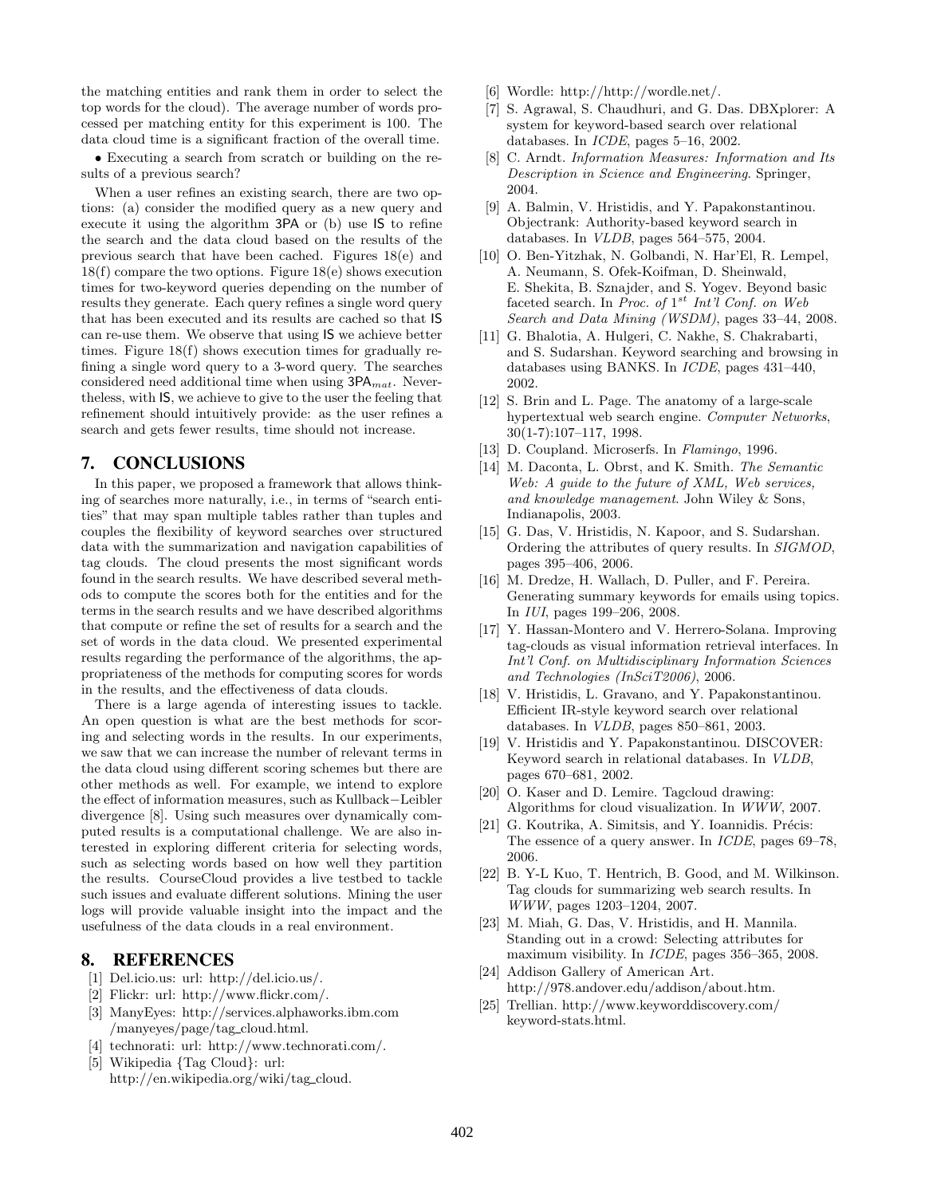the matching entities and rank them in order to select the top words for the cloud). The average number of words processed per matching entity for this experiment is 100. The data cloud time is a significant fraction of the overall time.

• Executing a search from scratch or building on the results of a previous search?

When a user refines an existing search, there are two options: (a) consider the modified query as a new query and execute it using the algorithm 3PA or (b) use IS to refine the search and the data cloud based on the results of the previous search that have been cached. Figures 18(e) and 18(f) compare the two options. Figure 18(e) shows execution times for two-keyword queries depending on the number of results they generate. Each query refines a single word query that has been executed and its results are cached so that IS can re-use them. We observe that using IS we achieve better times. Figure 18(f) shows execution times for gradually refining a single word query to a 3-word query. The searches considered need additional time when using $3PA_{mat}$. Nevertheless, with IS, we achieve to give to the user the feeling that refinement should intuitively provide: as the user refines a search and gets fewer results, time should not increase.

## 7. CONCLUSIONS

In this paper, we proposed a framework that allows thinking of searches more naturally, i.e., in terms of "search entities" that may span multiple tables rather than tuples and couples the flexibility of keyword searches over structured data with the summarization and navigation capabilities of tag clouds. The cloud presents the most significant words found in the search results. We have described several methods to compute the scores both for the entities and for the terms in the search results and we have described algorithms that compute or refine the set of results for a search and the set of words in the data cloud. We presented experimental results regarding the performance of the algorithms, the appropriateness of the methods for computing scores for words in the results, and the effectiveness of data clouds.

There is a large agenda of interesting issues to tackle. An open question is what are the best methods for scoring and selecting words in the results. In our experiments, we saw that we can increase the number of relevant terms in the data cloud using different scoring schemes but there are other methods as well. For example, we intend to explore the effect of information measures, such as Kullback−Leibler divergence [8]. Using such measures over dynamically computed results is a computational challenge. We are also interested in exploring different criteria for selecting words, such as selecting words based on how well they partition the results. CourseCloud provides a live testbed to tackle such issues and evaluate different solutions. Mining the user logs will provide valuable insight into the impact and the usefulness of the data clouds in a real environment.

## 8. REFERENCES

[1] Del.icio.us: url: http://del.icio.us/.

[2] Flickr: url: http://www.flickr.com/.

[3] ManyEyes: http://services.alphaworks.ibm.com/manyeyes/page/tag_cloud.html.

[4] technorati: url: http://www.technorati.com/.

[5] Wikipedia {Tag Cloud}: url: http://en.wikipedia.org/wiki/tag_cloud.

[6] Wordle: http://http://wordle.net/.

[7] S. Agrawal, S. Chaudhuri, and G. Das. DBXplorer: A system for keyword-based search over relational databases. In *ICDE*, pages 5–16, 2002.

[8] C. Arndt. *Information Measures: Information and Its Description in Science and Engineering*. Springer, 2004.

[9] A. Balmin, V. Hristidis, and Y. Papakonstantinou. Objectrank: Authority-based keyword search in databases. In *VLDB*, pages 564–575, 2004.

[10] O. Ben-Yitzhak, N. Golbandi, N. Har'El, R. Lempel, A. Neumann, S. Ofek-Koifman, D. Sheinwald, E. Shekita, B. Sznajder, and S. Yogev. Beyond basic faceted search. In *Proc. of 1st Int'l Conf. on Web Search and Data Mining (WSDM)*, pages 33–44, 2008.

[11] G. Bhalotia, A. Hulgeri, C. Nakhe, S. Chakrabarti, and S. Sudarshan. Keyword searching and browsing in databases using BANKS. In *ICDE*, pages 431–440, 2002.

[12] S. Brin and L. Page. The anatomy of a large-scale hypertextual web search engine. *Computer Networks*, 30(1-7):107–117, 1998.

[13] D. Coupland. Microserfs. In *Flamingo*, 1996.

[14] M. Daconta, L. Obrst, and K. Smith. *The Semantic Web: A guide to the future of XML, Web services, and knowledge management*. John Wiley & Sons, Indianapolis, 2003.

[15] G. Das, V. Hristidis, N. Kapoor, and S. Sudarshan. Ordering the attributes of query results. In *SIGMOD*, pages 395–406, 2006.

[16] M. Dredze, H. Wallach, D. Puller, and F. Pereira. Generating summary keywords for emails using topics. In *IUI*, pages 199–206, 2008.

[17] Y. Hassan-Montero and V. Herrero-Solana. Improving tag-clouds as visual information retrieval interfaces. In *Int'l Conf. on Multidisciplinary Information Sciences and Technologies (InSciT2006)*, 2006.

[18] V. Hristidis, L. Gravano, and Y. Papakonstantinou. Efficient IR-style keyword search over relational databases. In *VLDB*, pages 850–861, 2003.

[19] V. Hristidis and Y. Papakonstantinou. DISCOVER: Keyword search in relational databases. In *VLDB*, pages 670–681, 2002.

[20] O. Kaser and D. Lemire. Tagcloud drawing: Algorithms for cloud visualization. In *WWW*, 2007.

[21] G. Koutrika, A. Simitsis, and Y. Ioannidis. Précis: The essence of a query answer. In *ICDE*, pages 69–78, 2006.

[22] B. Y-L Kuo, T. Hentrich, B. Good, and M. Wilkinson. Tag clouds for summarizing web search results. In *WWW*, pages 1203–1204, 2007.

[23] M. Miah, G. Das, V. Hristidis, and H. Mannila. Standing out in a crowd: Selecting attributes for maximum visibility. In *ICDE*, pages 356–365, 2008.

[24] Addison Gallery of American Art. http://978.andover.edu/addison/about.htm.

[25] Trellian. http://www.keyworddiscovery.com/keyword-stats.html.